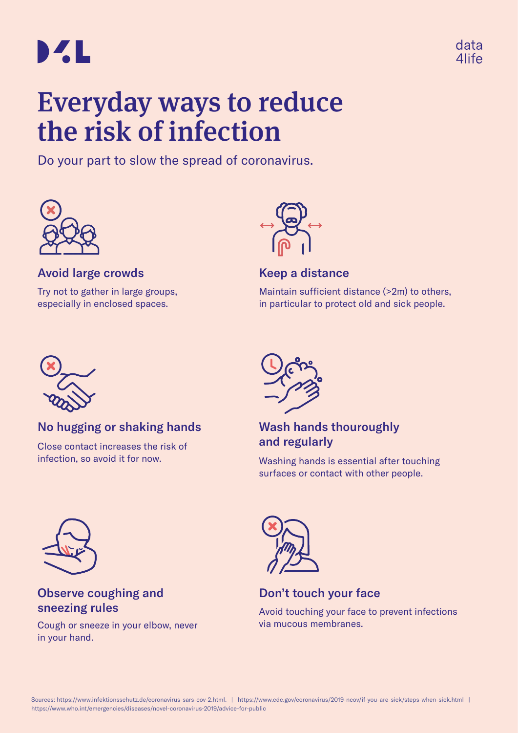D4L

data
4life

# Everyday ways to reduce the risk of infection

Do your part to slow the spread of coronavirus.

### Avoid large crowds

Try not to gather in large groups, especially in enclosed spaces.

### Keep a distance

Maintain sufficient distance (>2m) to others, in particular to protect old and sick people.

### No hugging or shaking hands

Close contact increases the risk of infection, so avoid it for now.

### Wash hands thouroughly and regularly

Washing hands is essential after touching surfaces or contact with other people.

### Observe coughing and sneezing rules

Cough or sneeze in your elbow, never in your hand.

### Don't touch your face

Avoid touching your face to prevent infections via mucous membranes.

Sources: https://www.infektionsschutz.de/coronavirus-sars-cov-2.html. | https://www.cdc.gov/coronavirus/2019-ncov/if-you-are-sick/steps-when-sick.html | https://www.who.int/emergencies/diseases/novel-coronavirus-2019/advice-for-public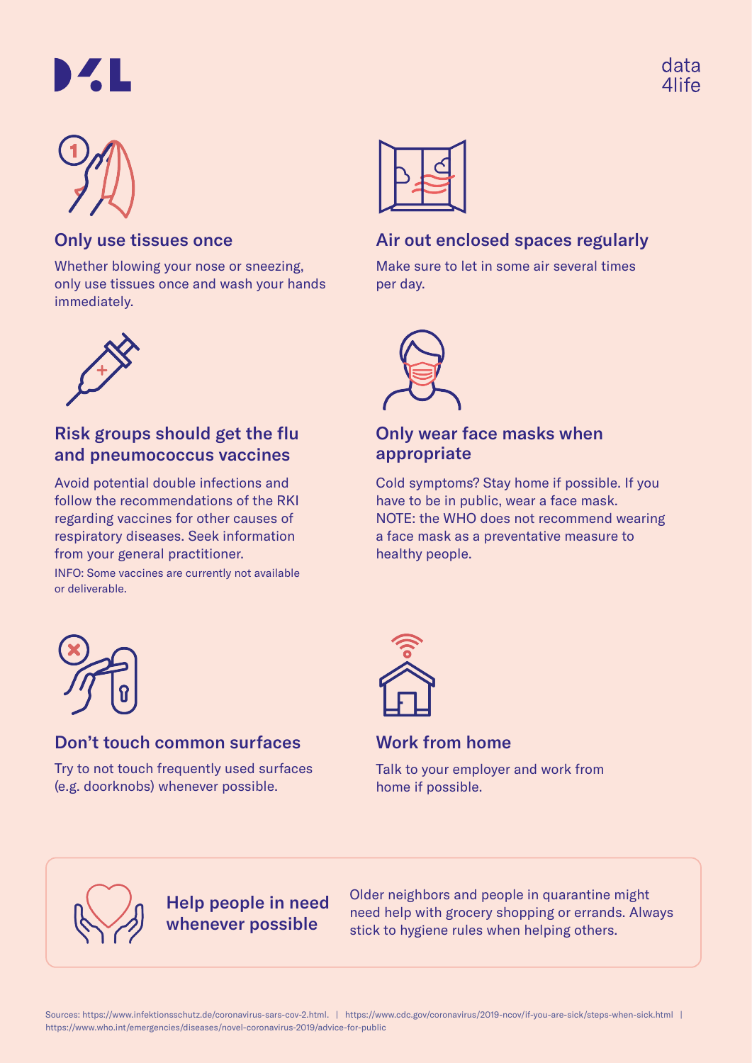## Only use tissues once

Whether blowing your nose or sneezing, only use tissues once and wash your hands immediately.

## Risk groups should get the flu and pneumococcus vaccines

Avoid potential double infections and follow the recommendations of the RKI regarding vaccines for other causes of respiratory diseases. Seek information from your general practitioner.

INFO: Some vaccines are currently not available or deliverable.

## Don't touch common surfaces

Try to not touch frequently used surfaces (e.g. doorknobs) whenever possible.

## Air out enclosed spaces regularly

Make sure to let in some air several times per day.

## Only wear face masks when appropriate

Cold symptoms? Stay home if possible. If you have to be in public, wear a face mask. NOTE: the WHO does not recommend wearing a face mask as a preventative measure to healthy people.

## Work from home

Talk to your employer and work from home if possible.

## Help people in need whenever possible

Older neighbors and people in quarantine might need help with grocery shopping or errands. Always stick to hygiene rules when helping others.

Sources: https://www.infektionsschutz.de/coronavirus-sars-cov-2.html. | https://www.cdc.gov/coronavirus/2019-ncov/if-you-are-sick/steps-when-sick.html | https://www.who.int/emergencies/diseases/novel-coronavirus-2019/advice-for-public